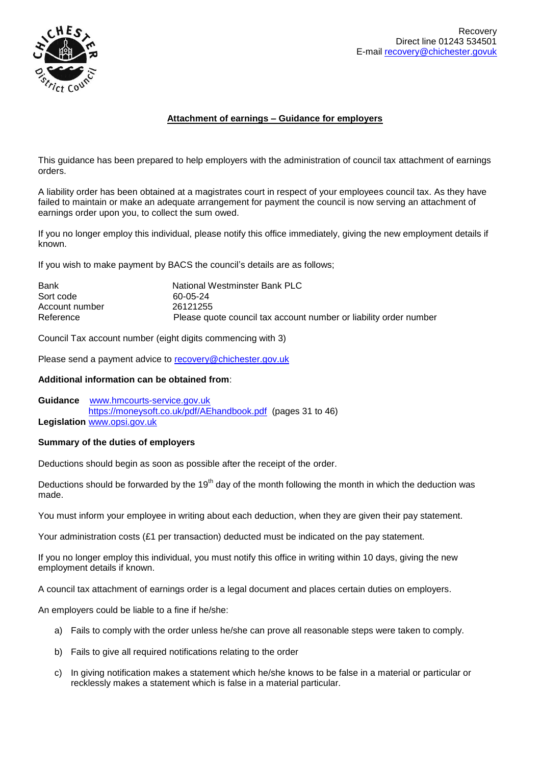Recovery
Direct line 01243 534501
E-mail recovery@chichester.govuk

## Attachment of earnings – Guidance for employers

This guidance has been prepared to help employers with the administration of council tax attachment of earnings orders.

A liability order has been obtained at a magistrates court in respect of your employees council tax. As they have failed to maintain or make an adequate arrangement for payment the council is now serving an attachment of earnings order upon you, to collect the sum owed.

If you no longer employ this individual, please notify this office immediately, giving the new employment details if known.

If you wish to make payment by BACS the council's details are as follows;

| | |
|---|---|
| Bank | National Westminster Bank PLC |
| Sort code | 60-05-24 |
| Account number | 26121255 |
| Reference | Please quote council tax account number or liability order number |

Council Tax account number (eight digits commencing with 3)

Please send a payment advice to recovery@chichester.gov.uk

**Additional information can be obtained from**:

**Guidance** www.hmcourts-service.gov.uk
https://moneysoft.co.uk/pdf/AEhandbook.pdf (pages 31 to 46)
**Legislation** www.opsi.gov.uk

**Summary of the duties of employers**

Deductions should begin as soon as possible after the receipt of the order.

Deductions should be forwarded by the 19th day of the month following the month in which the deduction was made.

You must inform your employee in writing about each deduction, when they are given their pay statement.

Your administration costs (£1 per transaction) deducted must be indicated on the pay statement.

If you no longer employ this individual, you must notify this office in writing within 10 days, giving the new employment details if known.

A council tax attachment of earnings order is a legal document and places certain duties on employers.

An employers could be liable to a fine if he/she:

a) Fails to comply with the order unless he/she can prove all reasonable steps were taken to comply.
b) Fails to give all required notifications relating to the order
c) In giving notification makes a statement which he/she knows to be false in a material or particular or recklessly makes a statement which is false in a material particular.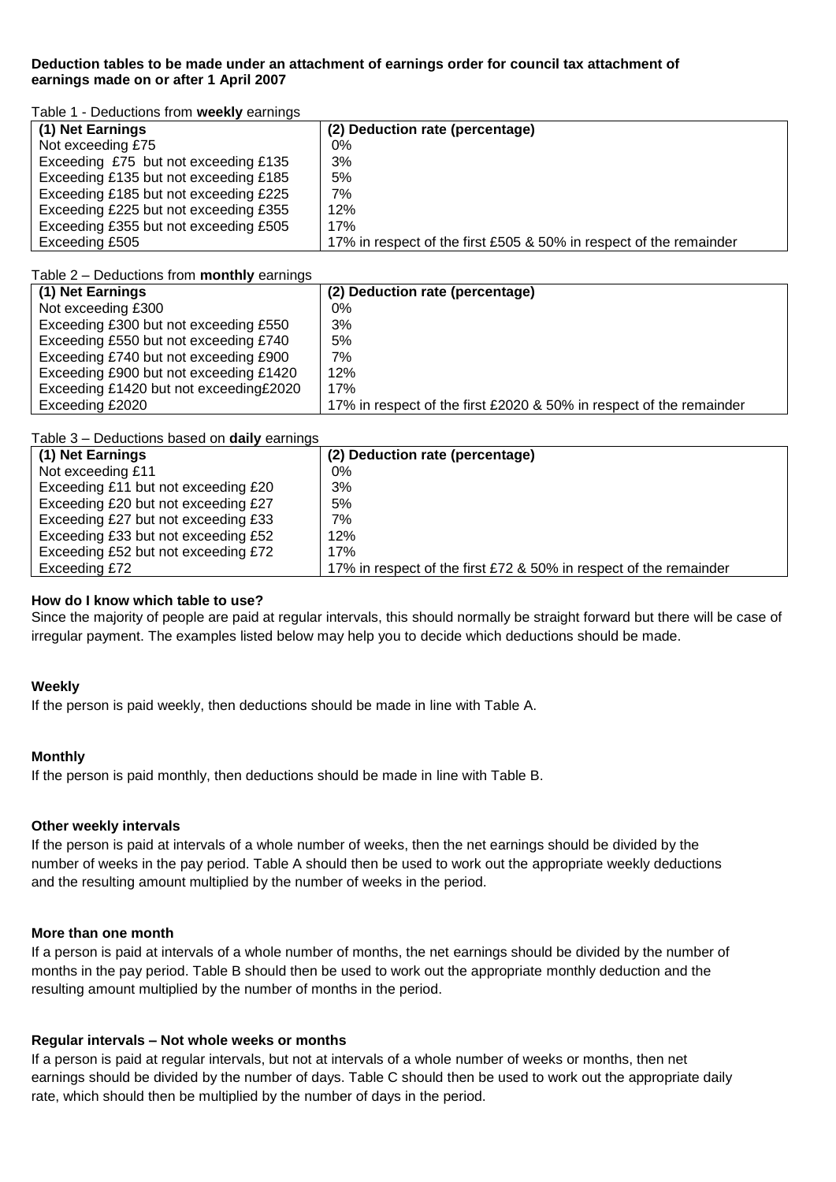**Deduction tables to be made under an attachment of earnings order for council tax attachment of earnings made on or after 1 April 2007**

Table 1 - Deductions from **weekly** earnings

| (1) Net Earnings | (2) Deduction rate (percentage) |
|---|---|
| Not exceeding £75 | 0% |
| Exceeding £75 but not exceeding £135 | 3% |
| Exceeding £135 but not exceeding £185 | 5% |
| Exceeding £185 but not exceeding £225 | 7% |
| Exceeding £225 but not exceeding £355 | 12% |
| Exceeding £355 but not exceeding £505 | 17% |
| Exceeding £505 | 17% in respect of the first £505 & 50% in respect of the remainder |

Table 2 – Deductions from **monthly** earnings

| (1) Net Earnings | (2) Deduction rate (percentage) |
|---|---|
| Not exceeding £300 | 0% |
| Exceeding £300 but not exceeding £550 | 3% |
| Exceeding £550 but not exceeding £740 | 5% |
| Exceeding £740 but not exceeding £900 | 7% |
| Exceeding £900 but not exceeding £1420 | 12% |
| Exceeding £1420 but not exceeding£2020 | 17% |
| Exceeding £2020 | 17% in respect of the first £2020 & 50% in respect of the remainder |

Table 3 – Deductions based on **daily** earnings

| (1) Net Earnings | (2) Deduction rate (percentage) |
|---|---|
| Not exceeding £11 | 0% |
| Exceeding £11 but not exceeding £20 | 3% |
| Exceeding £20 but not exceeding £27 | 5% |
| Exceeding £27 but not exceeding £33 | 7% |
| Exceeding £33 but not exceeding £52 | 12% |
| Exceeding £52 but not exceeding £72 | 17% |
| Exceeding £72 | 17% in respect of the first £72 & 50% in respect of the remainder |

**How do I know which table to use?**

Since the majority of people are paid at regular intervals, this should normally be straight forward but there will be case of irregular payment. The examples listed below may help you to decide which deductions should be made.

**Weekly**

If the person is paid weekly, then deductions should be made in line with Table A.

**Monthly**

If the person is paid monthly, then deductions should be made in line with Table B.

**Other weekly intervals**

If the person is paid at intervals of a whole number of weeks, then the net earnings should be divided by the number of weeks in the pay period. Table A should then be used to work out the appropriate weekly deductions and the resulting amount multiplied by the number of weeks in the period.

**More than one month**

If a person is paid at intervals of a whole number of months, the net earnings should be divided by the number of months in the pay period. Table B should then be used to work out the appropriate monthly deduction and the resulting amount multiplied by the number of months in the period.

**Regular intervals – Not whole weeks or months**

If a person is paid at regular intervals, but not at intervals of a whole number of weeks or months, then net earnings should be divided by the number of days. Table C should then be used to work out the appropriate daily rate, which should then be multiplied by the number of days in the period.